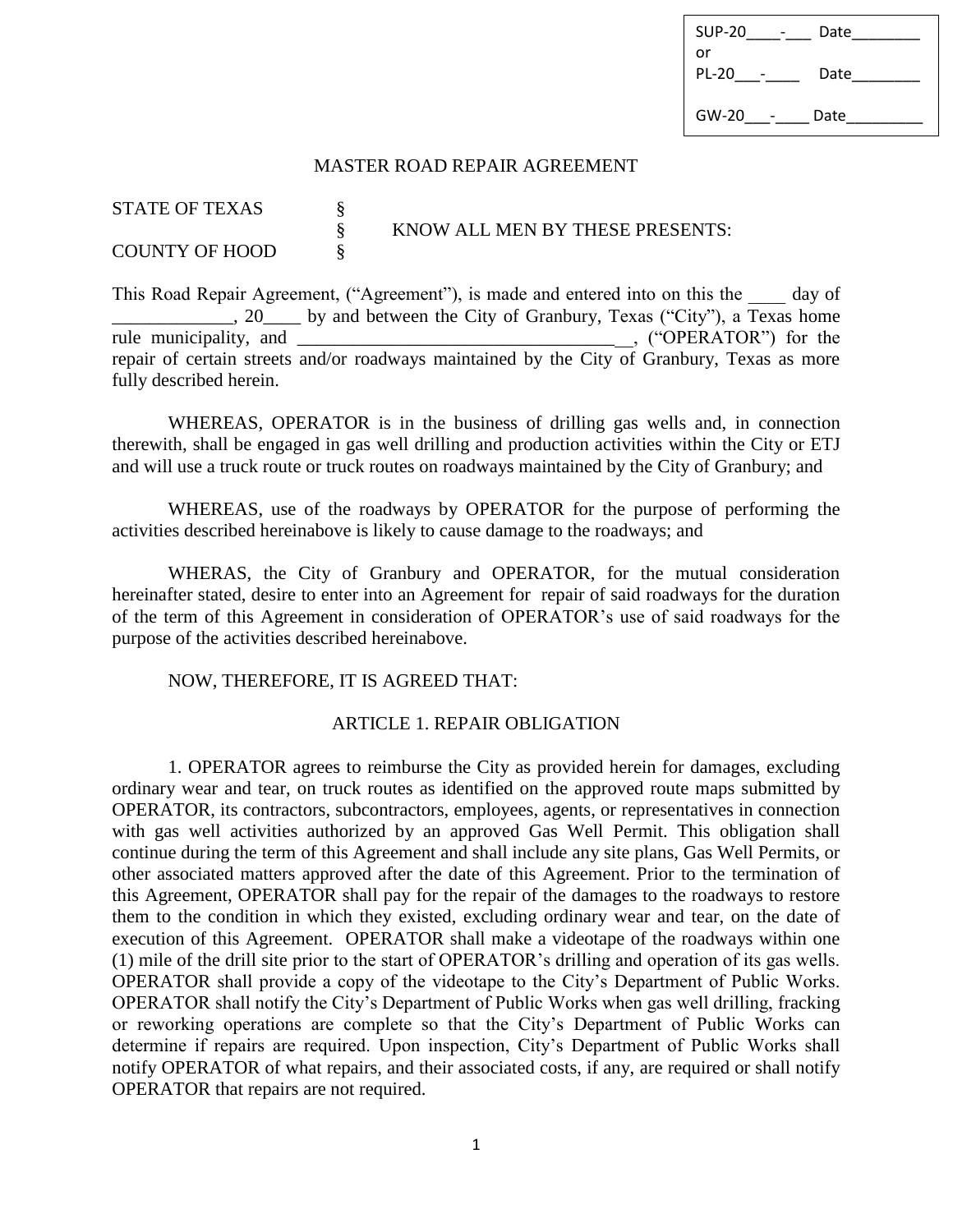| SUP-20____-___ Date________ |
|---|
| or |
| PL-20___-____ Date________ |
| GW-20___-____ Date_________ |

# MASTER ROAD REPAIR AGREEMENT

STATE OF TEXAS §
§ KNOW ALL MEN BY THESE PRESENTS:
COUNTY OF HOOD §

This Road Repair Agreement, ("Agreement"), is made and entered into on this the ____ day of _____________, 20____ by and between the City of Granbury, Texas ("City"), a Texas home rule municipality, and ___________________________________, ("OPERATOR") for the repair of certain streets and/or roadways maintained by the City of Granbury, Texas as more fully described herein.

WHEREAS, OPERATOR is in the business of drilling gas wells and, in connection therewith, shall be engaged in gas well drilling and production activities within the City or ETJ and will use a truck route or truck routes on roadways maintained by the City of Granbury; and

WHEREAS, use of the roadways by OPERATOR for the purpose of performing the activities described hereinabove is likely to cause damage to the roadways; and

WHERAS, the City of Granbury and OPERATOR, for the mutual consideration hereinafter stated, desire to enter into an Agreement for repair of said roadways for the duration of the term of this Agreement in consideration of OPERATOR's use of said roadways for the purpose of the activities described hereinabove.

NOW, THEREFORE, IT IS AGREED THAT:

## ARTICLE 1. REPAIR OBLIGATION

1. OPERATOR agrees to reimburse the City as provided herein for damages, excluding ordinary wear and tear, on truck routes as identified on the approved route maps submitted by OPERATOR, its contractors, subcontractors, employees, agents, or representatives in connection with gas well activities authorized by an approved Gas Well Permit. This obligation shall continue during the term of this Agreement and shall include any site plans, Gas Well Permits, or other associated matters approved after the date of this Agreement. Prior to the termination of this Agreement, OPERATOR shall pay for the repair of the damages to the roadways to restore them to the condition in which they existed, excluding ordinary wear and tear, on the date of execution of this Agreement. OPERATOR shall make a videotape of the roadways within one (1) mile of the drill site prior to the start of OPERATOR's drilling and operation of its gas wells. OPERATOR shall provide a copy of the videotape to the City's Department of Public Works. OPERATOR shall notify the City's Department of Public Works when gas well drilling, fracking or reworking operations are complete so that the City's Department of Public Works can determine if repairs are required. Upon inspection, City's Department of Public Works shall notify OPERATOR of what repairs, and their associated costs, if any, are required or shall notify OPERATOR that repairs are not required.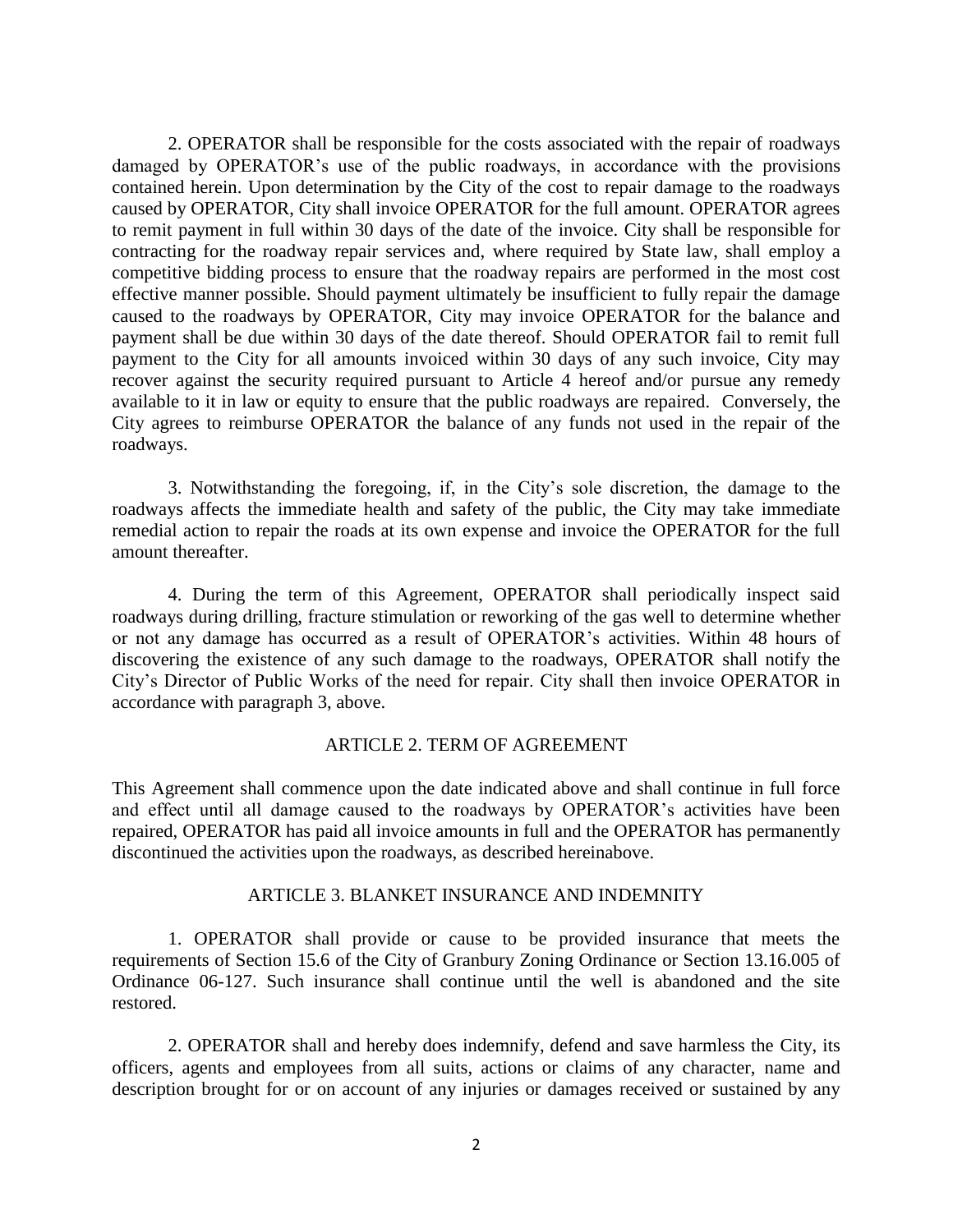2. OPERATOR shall be responsible for the costs associated with the repair of roadways damaged by OPERATOR's use of the public roadways, in accordance with the provisions contained herein. Upon determination by the City of the cost to repair damage to the roadways caused by OPERATOR, City shall invoice OPERATOR for the full amount. OPERATOR agrees to remit payment in full within 30 days of the date of the invoice. City shall be responsible for contracting for the roadway repair services and, where required by State law, shall employ a competitive bidding process to ensure that the roadway repairs are performed in the most cost effective manner possible. Should payment ultimately be insufficient to fully repair the damage caused to the roadways by OPERATOR, City may invoice OPERATOR for the balance and payment shall be due within 30 days of the date thereof. Should OPERATOR fail to remit full payment to the City for all amounts invoiced within 30 days of any such invoice, City may recover against the security required pursuant to Article 4 hereof and/or pursue any remedy available to it in law or equity to ensure that the public roadways are repaired. Conversely, the City agrees to reimburse OPERATOR the balance of any funds not used in the repair of the roadways.

3. Notwithstanding the foregoing, if, in the City's sole discretion, the damage to the roadways affects the immediate health and safety of the public, the City may take immediate remedial action to repair the roads at its own expense and invoice the OPERATOR for the full amount thereafter.

4. During the term of this Agreement, OPERATOR shall periodically inspect said roadways during drilling, fracture stimulation or reworking of the gas well to determine whether or not any damage has occurred as a result of OPERATOR's activities. Within 48 hours of discovering the existence of any such damage to the roadways, OPERATOR shall notify the City's Director of Public Works of the need for repair. City shall then invoice OPERATOR in accordance with paragraph 3, above.

## ARTICLE 2. TERM OF AGREEMENT

This Agreement shall commence upon the date indicated above and shall continue in full force and effect until all damage caused to the roadways by OPERATOR's activities have been repaired, OPERATOR has paid all invoice amounts in full and the OPERATOR has permanently discontinued the activities upon the roadways, as described hereinabove.

## ARTICLE 3. BLANKET INSURANCE AND INDEMNITY

1. OPERATOR shall provide or cause to be provided insurance that meets the requirements of Section 15.6 of the City of Granbury Zoning Ordinance or Section 13.16.005 of Ordinance 06-127. Such insurance shall continue until the well is abandoned and the site restored.

2. OPERATOR shall and hereby does indemnify, defend and save harmless the City, its officers, agents and employees from all suits, actions or claims of any character, name and description brought for or on account of any injuries or damages received or sustained by any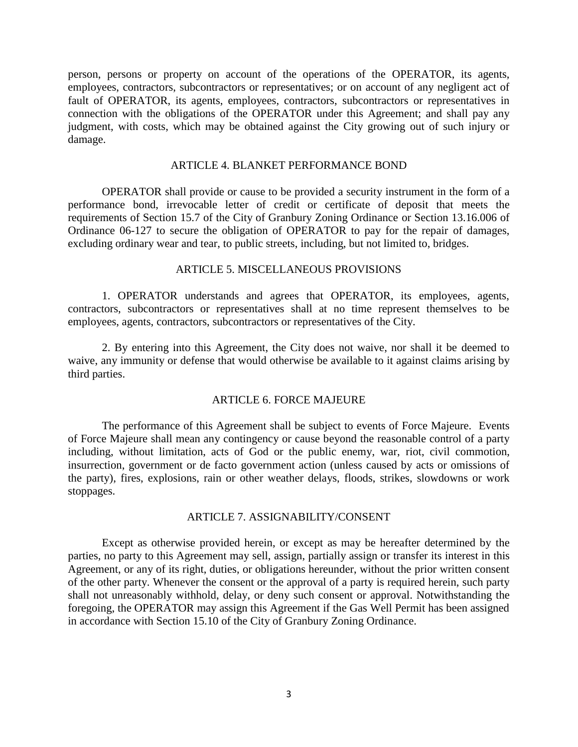person, persons or property on account of the operations of the OPERATOR, its agents, employees, contractors, subcontractors or representatives; or on account of any negligent act of fault of OPERATOR, its agents, employees, contractors, subcontractors or representatives in connection with the obligations of the OPERATOR under this Agreement; and shall pay any judgment, with costs, which may be obtained against the City growing out of such injury or damage.

## ARTICLE 4. BLANKET PERFORMANCE BOND

OPERATOR shall provide or cause to be provided a security instrument in the form of a performance bond, irrevocable letter of credit or certificate of deposit that meets the requirements of Section 15.7 of the City of Granbury Zoning Ordinance or Section 13.16.006 of Ordinance 06-127 to secure the obligation of OPERATOR to pay for the repair of damages, excluding ordinary wear and tear, to public streets, including, but not limited to, bridges.

## ARTICLE 5. MISCELLANEOUS PROVISIONS

1. OPERATOR understands and agrees that OPERATOR, its employees, agents, contractors, subcontractors or representatives shall at no time represent themselves to be employees, agents, contractors, subcontractors or representatives of the City.

2. By entering into this Agreement, the City does not waive, nor shall it be deemed to waive, any immunity or defense that would otherwise be available to it against claims arising by third parties.

## ARTICLE 6. FORCE MAJEURE

The performance of this Agreement shall be subject to events of Force Majeure. Events of Force Majeure shall mean any contingency or cause beyond the reasonable control of a party including, without limitation, acts of God or the public enemy, war, riot, civil commotion, insurrection, government or de facto government action (unless caused by acts or omissions of the party), fires, explosions, rain or other weather delays, floods, strikes, slowdowns or work stoppages.

## ARTICLE 7. ASSIGNABILITY/CONSENT

Except as otherwise provided herein, or except as may be hereafter determined by the parties, no party to this Agreement may sell, assign, partially assign or transfer its interest in this Agreement, or any of its right, duties, or obligations hereunder, without the prior written consent of the other party. Whenever the consent or the approval of a party is required herein, such party shall not unreasonably withhold, delay, or deny such consent or approval. Notwithstanding the foregoing, the OPERATOR may assign this Agreement if the Gas Well Permit has been assigned in accordance with Section 15.10 of the City of Granbury Zoning Ordinance.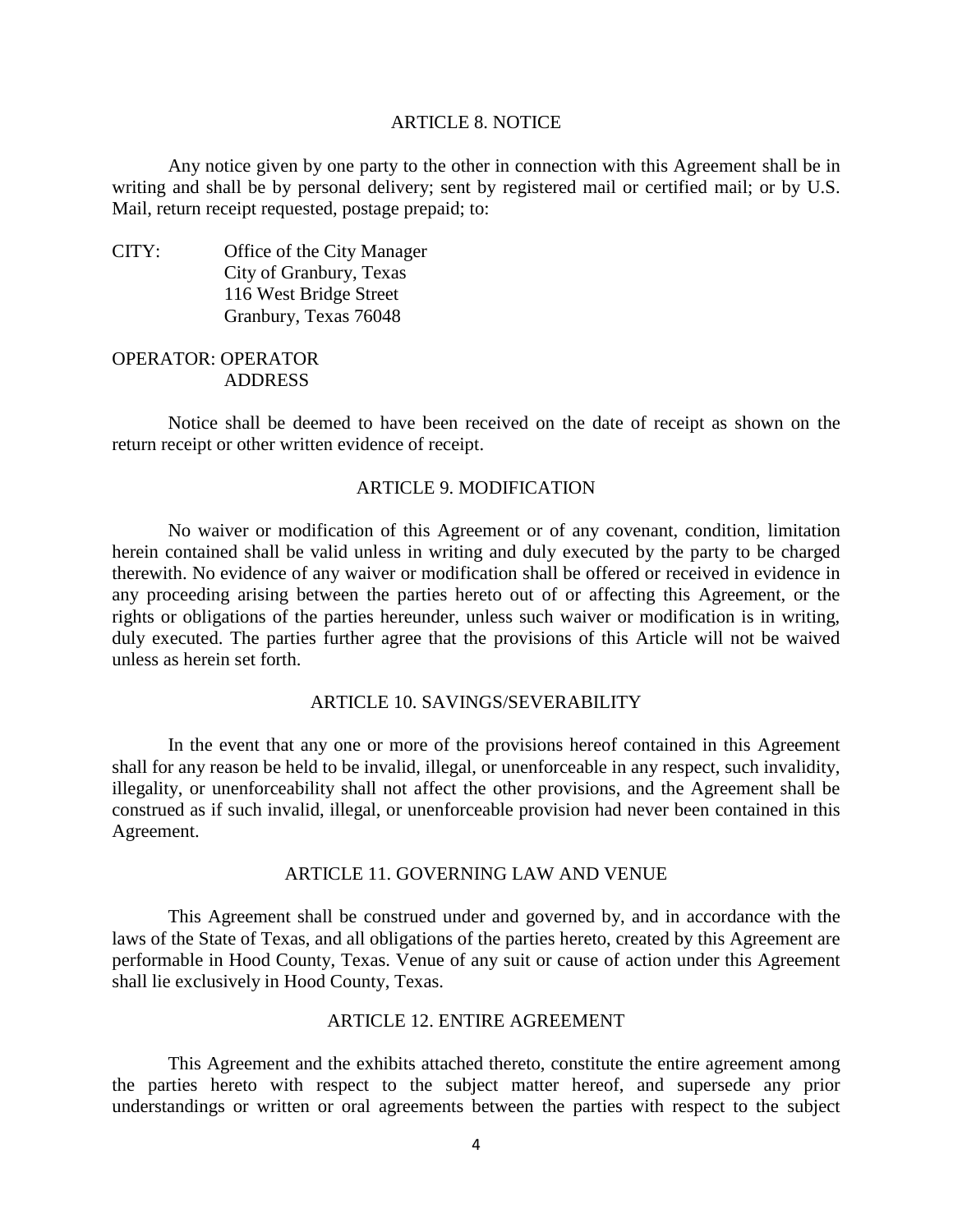## ARTICLE 8. NOTICE

Any notice given by one party to the other in connection with this Agreement shall be in writing and shall be by personal delivery; sent by registered mail or certified mail; or by U.S. Mail, return receipt requested, postage prepaid; to:

CITY: Office of the City Manager
City of Granbury, Texas
116 West Bridge Street
Granbury, Texas 76048

OPERATOR: OPERATOR
ADDRESS

Notice shall be deemed to have been received on the date of receipt as shown on the return receipt or other written evidence of receipt.

## ARTICLE 9. MODIFICATION

No waiver or modification of this Agreement or of any covenant, condition, limitation herein contained shall be valid unless in writing and duly executed by the party to be charged therewith. No evidence of any waiver or modification shall be offered or received in evidence in any proceeding arising between the parties hereto out of or affecting this Agreement, or the rights or obligations of the parties hereunder, unless such waiver or modification is in writing, duly executed. The parties further agree that the provisions of this Article will not be waived unless as herein set forth.

## ARTICLE 10. SAVINGS/SEVERABILITY

In the event that any one or more of the provisions hereof contained in this Agreement shall for any reason be held to be invalid, illegal, or unenforceable in any respect, such invalidity, illegality, or unenforceability shall not affect the other provisions, and the Agreement shall be construed as if such invalid, illegal, or unenforceable provision had never been contained in this Agreement.

## ARTICLE 11. GOVERNING LAW AND VENUE

This Agreement shall be construed under and governed by, and in accordance with the laws of the State of Texas, and all obligations of the parties hereto, created by this Agreement are performable in Hood County, Texas. Venue of any suit or cause of action under this Agreement shall lie exclusively in Hood County, Texas.

## ARTICLE 12. ENTIRE AGREEMENT

This Agreement and the exhibits attached thereto, constitute the entire agreement among the parties hereto with respect to the subject matter hereof, and supersede any prior understandings or written or oral agreements between the parties with respect to the subject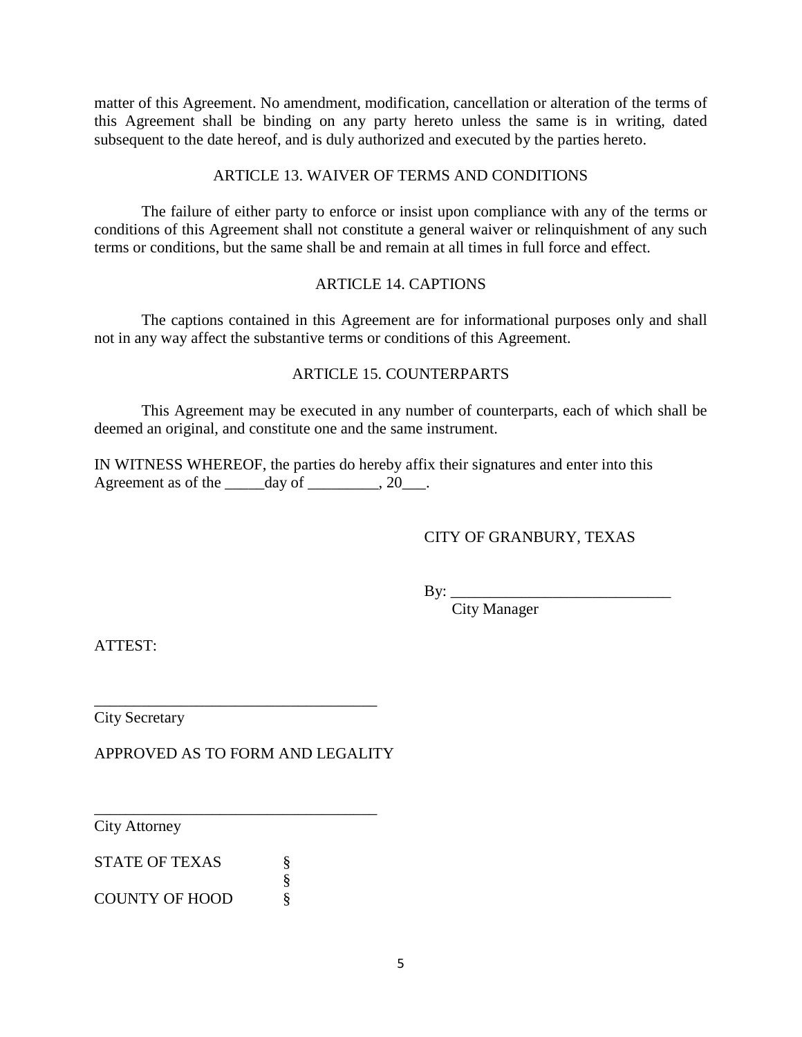matter of this Agreement. No amendment, modification, cancellation or alteration of the terms of this Agreement shall be binding on any party hereto unless the same is in writing, dated subsequent to the date hereof, and is duly authorized and executed by the parties hereto.

## ARTICLE 13. WAIVER OF TERMS AND CONDITIONS

The failure of either party to enforce or insist upon compliance with any of the terms or conditions of this Agreement shall not constitute a general waiver or relinquishment of any such terms or conditions, but the same shall be and remain at all times in full force and effect.

## ARTICLE 14. CAPTIONS

The captions contained in this Agreement are for informational purposes only and shall not in any way affect the substantive terms or conditions of this Agreement.

## ARTICLE 15. COUNTERPARTS

This Agreement may be executed in any number of counterparts, each of which shall be deemed an original, and constitute one and the same instrument.

IN WITNESS WHEREOF, the parties do hereby affix their signatures and enter into this Agreement as of the _____day of _________, 20___.

CITY OF GRANBURY, TEXAS

By: ____________________________
City Manager

ATTEST:

____________________________________
City Secretary

APPROVED AS TO FORM AND LEGALITY

____________________________________
City Attorney

STATE OF TEXAS §
§
COUNTY OF HOOD §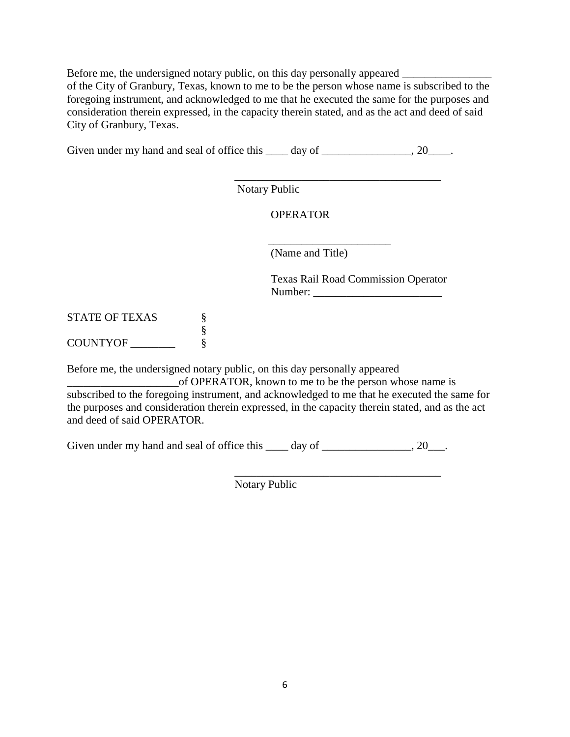Before me, the undersigned notary public, on this day personally appeared ________________ of the City of Granbury, Texas, known to me to be the person whose name is subscribed to the foregoing instrument, and acknowledged to me that he executed the same for the purposes and consideration therein expressed, in the capacity therein stated, and as the act and deed of said City of Granbury, Texas.

Given under my hand and seal of office this ____ day of ________________, 20____.

______________________________________
Notary Public

OPERATOR

______________________
(Name and Title)

Texas Rail Road Commission Operator Number: _______________________

STATE OF TEXAS §
§
COUNTYOF ________ §

Before me, the undersigned notary public, on this day personally appeared ____________________of OPERATOR, known to me to be the person whose name is subscribed to the foregoing instrument, and acknowledged to me that he executed the same for the purposes and consideration therein expressed, in the capacity therein stated, and as the act and deed of said OPERATOR.

Given under my hand and seal of office this ____ day of ________________, 20___.

______________________________________
Notary Public